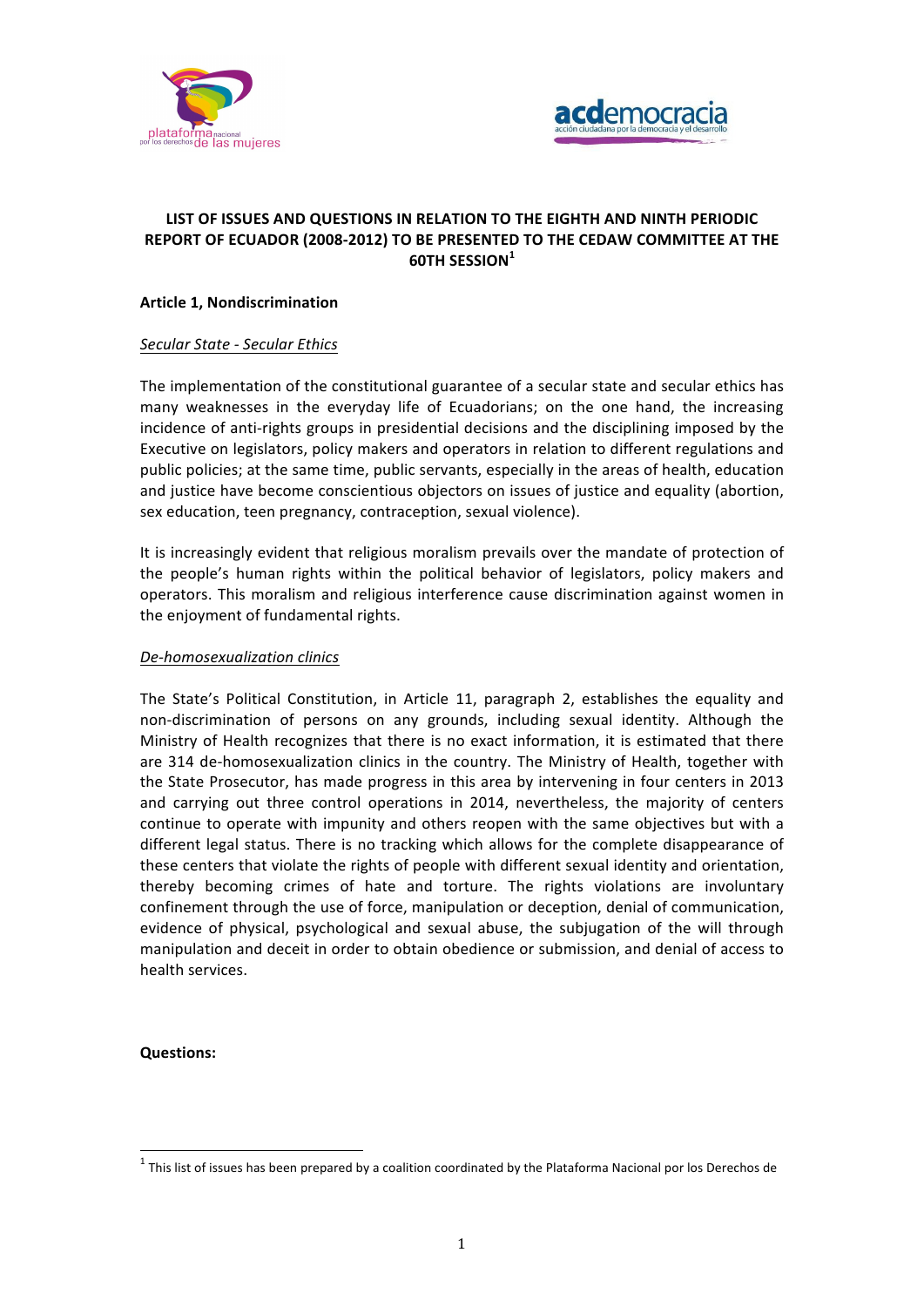**LIST OF ISSUES AND QUESTIONS IN RELATION TO THE EIGHTH AND NINTH PERIODIC REPORT OF ECUADOR (2008-2012) TO BE PRESENTED TO THE CEDAW COMMITTEE AT THE 60TH SESSION[1]**

**Article 1, Nondiscrimination**

*Secular State - Secular Ethics*

The implementation of the constitutional guarantee of a secular state and secular ethics has many weaknesses in the everyday life of Ecuadorians; on the one hand, the increasing incidence of anti-rights groups in presidential decisions and the disciplining imposed by the Executive on legislators, policy makers and operators in relation to different regulations and public policies; at the same time, public servants, especially in the areas of health, education and justice have become conscientious objectors on issues of justice and equality (abortion, sex education, teen pregnancy, contraception, sexual violence).

It is increasingly evident that religious moralism prevails over the mandate of protection of the people's human rights within the political behavior of legislators, policy makers and operators. This moralism and religious interference cause discrimination against women in the enjoyment of fundamental rights.

*De-homosexualization clinics*

The State's Political Constitution, in Article 11, paragraph 2, establishes the equality and non-discrimination of persons on any grounds, including sexual identity. Although the Ministry of Health recognizes that there is no exact information, it is estimated that there are 314 de-homosexualization clinics in the country. The Ministry of Health, together with the State Prosecutor, has made progress in this area by intervening in four centers in 2013 and carrying out three control operations in 2014, nevertheless, the majority of centers continue to operate with impunity and others reopen with the same objectives but with a different legal status. There is no tracking which allows for the complete disappearance of these centers that violate the rights of people with different sexual identity and orientation, thereby becoming crimes of hate and torture. The rights violations are involuntary confinement through the use of force, manipulation or deception, denial of communication, evidence of physical, psychological and sexual abuse, the subjugation of the will through manipulation and deceit in order to obtain obedience or submission, and denial of access to health services.

**Questions:**

[1] This list of issues has been prepared by a coalition coordinated by the Plataforma Nacional por los Derechos de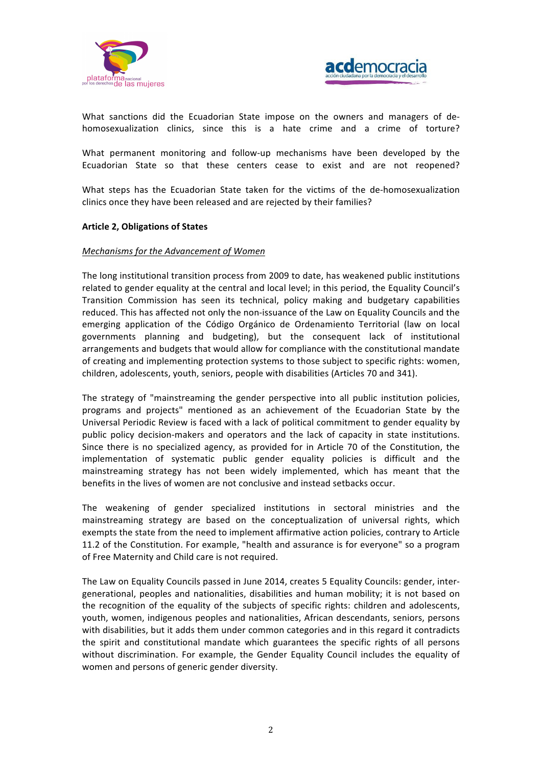What sanctions did the Ecuadorian State impose on the owners and managers of de-homosexualization clinics, since this is a hate crime and a crime of torture?

What permanent monitoring and follow-up mechanisms have been developed by the Ecuadorian State so that these centers cease to exist and are not reopened?

What steps has the Ecuadorian State taken for the victims of the de-homosexualization clinics once they have been released and are rejected by their families?

**Article 2, Obligations of States**

*Mechanisms for the Advancement of Women*

The long institutional transition process from 2009 to date, has weakened public institutions related to gender equality at the central and local level; in this period, the Equality Council's Transition Commission has seen its technical, policy making and budgetary capabilities reduced. This has affected not only the non-issuance of the Law on Equality Councils and the emerging application of the Código Orgánico de Ordenamiento Territorial (law on local governments planning and budgeting), but the consequent lack of institutional arrangements and budgets that would allow for compliance with the constitutional mandate of creating and implementing protection systems to those subject to specific rights: women, children, adolescents, youth, seniors, people with disabilities (Articles 70 and 341).

The strategy of "mainstreaming the gender perspective into all public institution policies, programs and projects" mentioned as an achievement of the Ecuadorian State by the Universal Periodic Review is faced with a lack of political commitment to gender equality by public policy decision-makers and operators and the lack of capacity in state institutions. Since there is no specialized agency, as provided for in Article 70 of the Constitution, the implementation of systematic public gender equality policies is difficult and the mainstreaming strategy has not been widely implemented, which has meant that the benefits in the lives of women are not conclusive and instead setbacks occur.

The weakening of gender specialized institutions in sectoral ministries and the mainstreaming strategy are based on the conceptualization of universal rights, which exempts the state from the need to implement affirmative action policies, contrary to Article 11.2 of the Constitution. For example, "health and assurance is for everyone" so a program of Free Maternity and Child care is not required.

The Law on Equality Councils passed in June 2014, creates 5 Equality Councils: gender, inter-generational, peoples and nationalities, disabilities and human mobility; it is not based on the recognition of the equality of the subjects of specific rights: children and adolescents, youth, women, indigenous peoples and nationalities, African descendants, seniors, persons with disabilities, but it adds them under common categories and in this regard it contradicts the spirit and constitutional mandate which guarantees the specific rights of all persons without discrimination. For example, the Gender Equality Council includes the equality of women and persons of generic gender diversity.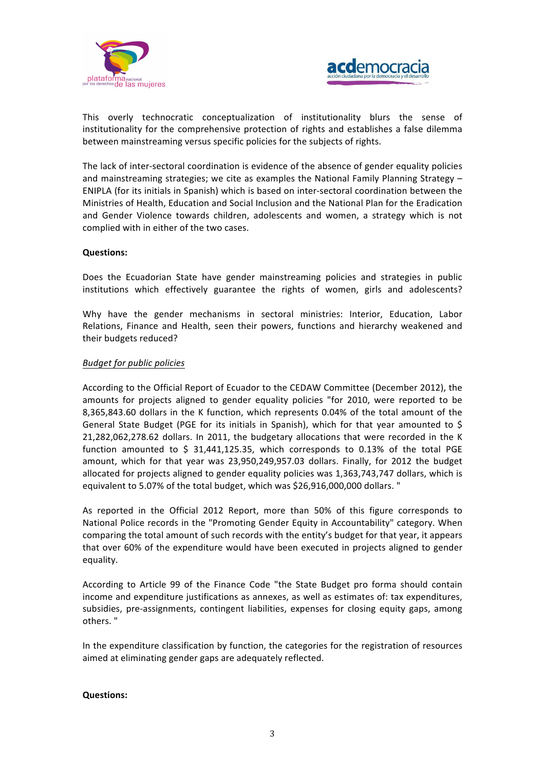This overly technocratic conceptualization of institutionality blurs the sense of institutionality for the comprehensive protection of rights and establishes a false dilemma between mainstreaming versus specific policies for the subjects of rights.

The lack of inter-sectoral coordination is evidence of the absence of gender equality policies and mainstreaming strategies; we cite as examples the National Family Planning Strategy – ENIPLA (for its initials in Spanish) which is based on inter-sectoral coordination between the Ministries of Health, Education and Social Inclusion and the National Plan for the Eradication and Gender Violence towards children, adolescents and women, a strategy which is not complied with in either of the two cases.

**Questions:**

Does the Ecuadorian State have gender mainstreaming policies and strategies in public institutions which effectively guarantee the rights of women, girls and adolescents?

Why have the gender mechanisms in sectoral ministries: Interior, Education, Labor Relations, Finance and Health, seen their powers, functions and hierarchy weakened and their budgets reduced?

*Budget for public policies*

According to the Official Report of Ecuador to the CEDAW Committee (December 2012), the amounts for projects aligned to gender equality policies "for 2010, were reported to be 8,365,843.60 dollars in the K function, which represents 0.04% of the total amount of the General State Budget (PGE for its initials in Spanish), which for that year amounted to $ 21,282,062,278.62 dollars. In 2011, the budgetary allocations that were recorded in the K function amounted to $ 31,441,125.35, which corresponds to 0.13% of the total PGE amount, which for that year was 23,950,249,957.03 dollars. Finally, for 2012 the budget allocated for projects aligned to gender equality policies was 1,363,743,747 dollars, which is equivalent to 5.07% of the total budget, which was $26,916,000,000 dollars. "

As reported in the Official 2012 Report, more than 50% of this figure corresponds to National Police records in the "Promoting Gender Equity in Accountability" category. When comparing the total amount of such records with the entity's budget for that year, it appears that over 60% of the expenditure would have been executed in projects aligned to gender equality.

According to Article 99 of the Finance Code "the State Budget pro forma should contain income and expenditure justifications as annexes, as well as estimates of: tax expenditures, subsidies, pre-assignments, contingent liabilities, expenses for closing equity gaps, among others. "

In the expenditure classification by function, the categories for the registration of resources aimed at eliminating gender gaps are adequately reflected.

**Questions:**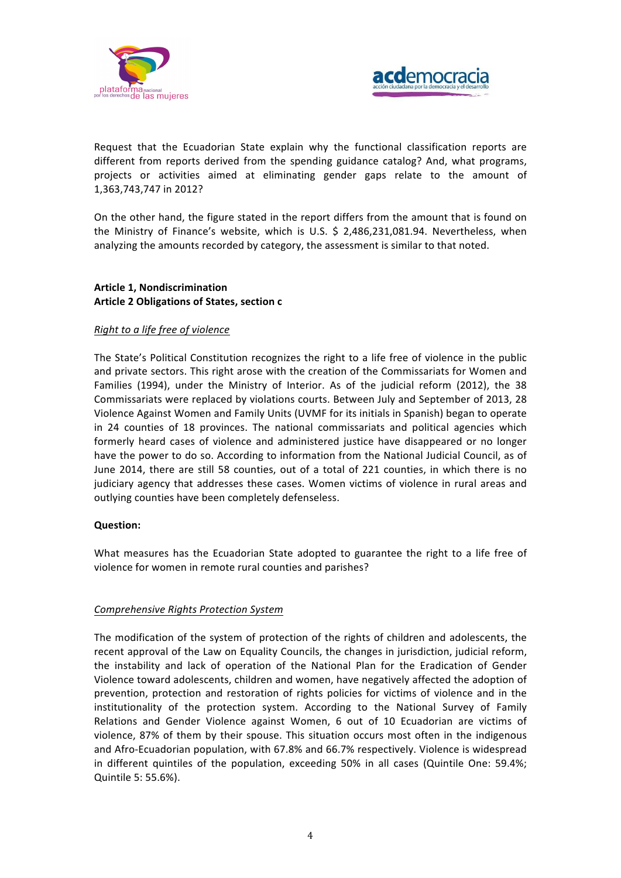Request that the Ecuadorian State explain why the functional classification reports are different from reports derived from the spending guidance catalog? And, what programs, projects or activities aimed at eliminating gender gaps relate to the amount of 1,363,743,747 in 2012?

On the other hand, the figure stated in the report differs from the amount that is found on the Ministry of Finance's website, which is U.S. $ 2,486,231,081.94. Nevertheless, when analyzing the amounts recorded by category, the assessment is similar to that noted.

**Article 1, Nondiscrimination**
**Article 2 Obligations of States, section c**

*Right to a life free of violence*

The State's Political Constitution recognizes the right to a life free of violence in the public and private sectors. This right arose with the creation of the Commissariats for Women and Families (1994), under the Ministry of Interior. As of the judicial reform (2012), the 38 Commissariats were replaced by violations courts. Between July and September of 2013, 28 Violence Against Women and Family Units (UVMF for its initials in Spanish) began to operate in 24 counties of 18 provinces. The national commissariats and political agencies which formerly heard cases of violence and administered justice have disappeared or no longer have the power to do so. According to information from the National Judicial Council, as of June 2014, there are still 58 counties, out of a total of 221 counties, in which there is no judiciary agency that addresses these cases. Women victims of violence in rural areas and outlying counties have been completely defenseless.

**Question:**

What measures has the Ecuadorian State adopted to guarantee the right to a life free of violence for women in remote rural counties and parishes?

*Comprehensive Rights Protection System*

The modification of the system of protection of the rights of children and adolescents, the recent approval of the Law on Equality Councils, the changes in jurisdiction, judicial reform, the instability and lack of operation of the National Plan for the Eradication of Gender Violence toward adolescents, children and women, have negatively affected the adoption of prevention, protection and restoration of rights policies for victims of violence and in the institutionality of the protection system. According to the National Survey of Family Relations and Gender Violence against Women, 6 out of 10 Ecuadorian are victims of violence, 87% of them by their spouse. This situation occurs most often in the indigenous and Afro-Ecuadorian population, with 67.8% and 66.7% respectively. Violence is widespread in different quintiles of the population, exceeding 50% in all cases (Quintile One: 59.4%; Quintile 5: 55.6%).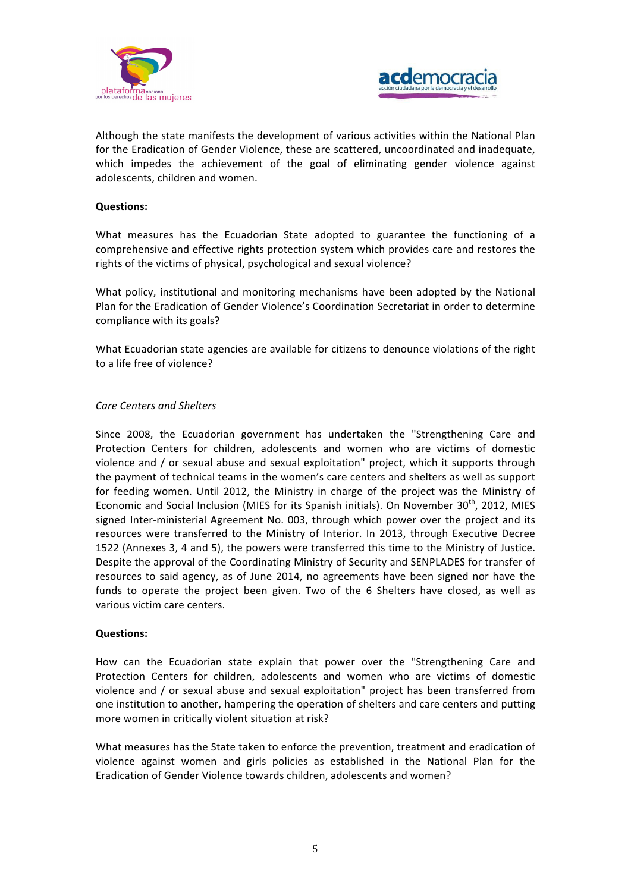Although the state manifests the development of various activities within the National Plan for the Eradication of Gender Violence, these are scattered, uncoordinated and inadequate, which impedes the achievement of the goal of eliminating gender violence against adolescents, children and women.

**Questions:**

What measures has the Ecuadorian State adopted to guarantee the functioning of a comprehensive and effective rights protection system which provides care and restores the rights of the victims of physical, psychological and sexual violence?

What policy, institutional and monitoring mechanisms have been adopted by the National Plan for the Eradication of Gender Violence's Coordination Secretariat in order to determine compliance with its goals?

What Ecuadorian state agencies are available for citizens to denounce violations of the right to a life free of violence?

*Care Centers and Shelters*

Since 2008, the Ecuadorian government has undertaken the "Strengthening Care and Protection Centers for children, adolescents and women who are victims of domestic violence and / or sexual abuse and sexual exploitation" project, which it supports through the payment of technical teams in the women's care centers and shelters as well as support for feeding women. Until 2012, the Ministry in charge of the project was the Ministry of Economic and Social Inclusion (MIES for its Spanish initials). On November 30th, 2012, MIES signed Inter-ministerial Agreement No. 003, through which power over the project and its resources were transferred to the Ministry of Interior. In 2013, through Executive Decree 1522 (Annexes 3, 4 and 5), the powers were transferred this time to the Ministry of Justice. Despite the approval of the Coordinating Ministry of Security and SENPLADES for transfer of resources to said agency, as of June 2014, no agreements have been signed nor have the funds to operate the project been given. Two of the 6 Shelters have closed, as well as various victim care centers.

**Questions:**

How can the Ecuadorian state explain that power over the "Strengthening Care and Protection Centers for children, adolescents and women who are victims of domestic violence and / or sexual abuse and sexual exploitation" project has been transferred from one institution to another, hampering the operation of shelters and care centers and putting more women in critically violent situation at risk?

What measures has the State taken to enforce the prevention, treatment and eradication of violence against women and girls policies as established in the National Plan for the Eradication of Gender Violence towards children, adolescents and women?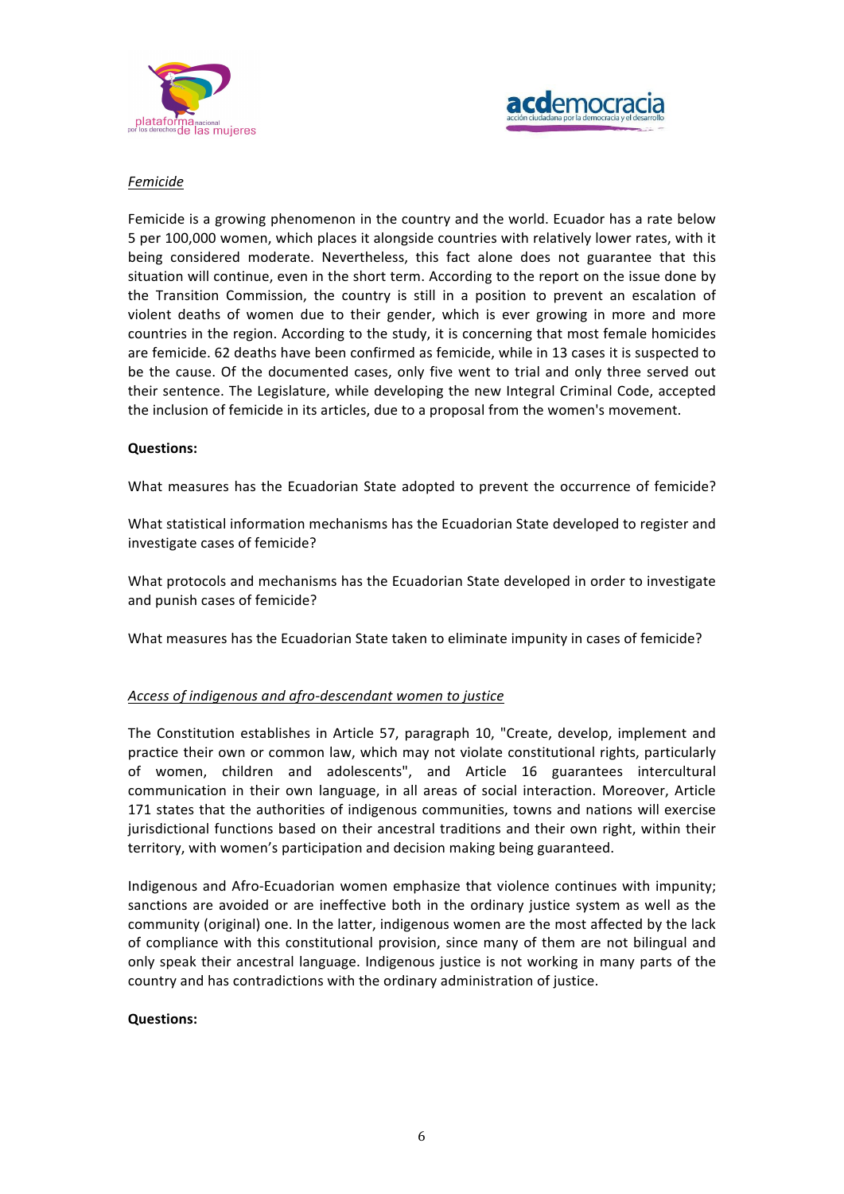*Femicide*

Femicide is a growing phenomenon in the country and the world. Ecuador has a rate below 5 per 100,000 women, which places it alongside countries with relatively lower rates, with it being considered moderate. Nevertheless, this fact alone does not guarantee that this situation will continue, even in the short term. According to the report on the issue done by the Transition Commission, the country is still in a position to prevent an escalation of violent deaths of women due to their gender, which is ever growing in more and more countries in the region. According to the study, it is concerning that most female homicides are femicide. 62 deaths have been confirmed as femicide, while in 13 cases it is suspected to be the cause. Of the documented cases, only five went to trial and only three served out their sentence. The Legislature, while developing the new Integral Criminal Code, accepted the inclusion of femicide in its articles, due to a proposal from the women's movement.

**Questions:**

What measures has the Ecuadorian State adopted to prevent the occurrence of femicide?

What statistical information mechanisms has the Ecuadorian State developed to register and investigate cases of femicide?

What protocols and mechanisms has the Ecuadorian State developed in order to investigate and punish cases of femicide?

What measures has the Ecuadorian State taken to eliminate impunity in cases of femicide?

*Access of indigenous and afro-descendant women to justice*

The Constitution establishes in Article 57, paragraph 10, "Create, develop, implement and practice their own or common law, which may not violate constitutional rights, particularly of women, children and adolescents", and Article 16 guarantees intercultural communication in their own language, in all areas of social interaction. Moreover, Article 171 states that the authorities of indigenous communities, towns and nations will exercise jurisdictional functions based on their ancestral traditions and their own right, within their territory, with women's participation and decision making being guaranteed.

Indigenous and Afro-Ecuadorian women emphasize that violence continues with impunity; sanctions are avoided or are ineffective both in the ordinary justice system as well as the community (original) one. In the latter, indigenous women are the most affected by the lack of compliance with this constitutional provision, since many of them are not bilingual and only speak their ancestral language. Indigenous justice is not working in many parts of the country and has contradictions with the ordinary administration of justice.

**Questions:**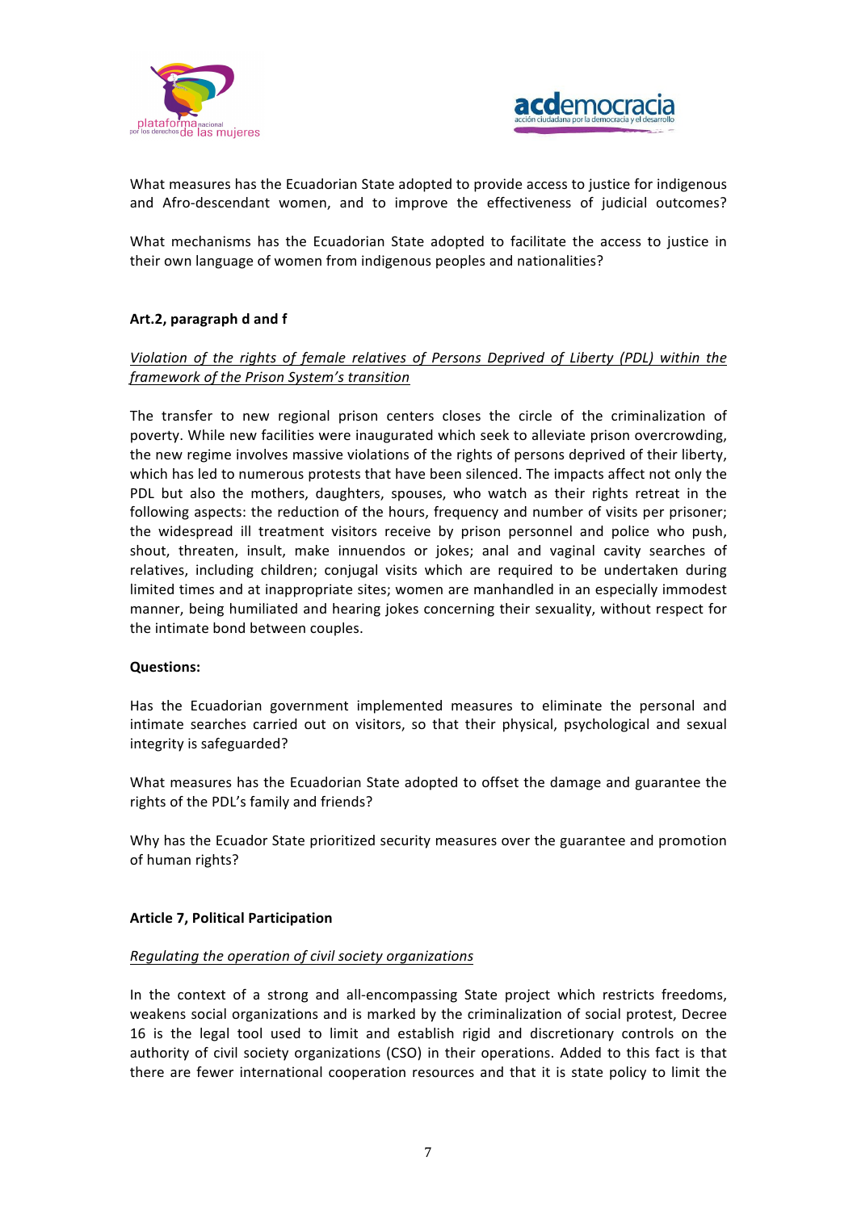What measures has the Ecuadorian State adopted to provide access to justice for indigenous and Afro-descendant women, and to improve the effectiveness of judicial outcomes?

What mechanisms has the Ecuadorian State adopted to facilitate the access to justice in their own language of women from indigenous peoples and nationalities?

**Art.2, paragraph d and f**

*Violation of the rights of female relatives of Persons Deprived of Liberty (PDL) within the framework of the Prison System's transition*

The transfer to new regional prison centers closes the circle of the criminalization of poverty. While new facilities were inaugurated which seek to alleviate prison overcrowding, the new regime involves massive violations of the rights of persons deprived of their liberty, which has led to numerous protests that have been silenced. The impacts affect not only the PDL but also the mothers, daughters, spouses, who watch as their rights retreat in the following aspects: the reduction of the hours, frequency and number of visits per prisoner; the widespread ill treatment visitors receive by prison personnel and police who push, shout, threaten, insult, make innuendos or jokes; anal and vaginal cavity searches of relatives, including children; conjugal visits which are required to be undertaken during limited times and at inappropriate sites; women are manhandled in an especially immodest manner, being humiliated and hearing jokes concerning their sexuality, without respect for the intimate bond between couples.

**Questions:**

Has the Ecuadorian government implemented measures to eliminate the personal and intimate searches carried out on visitors, so that their physical, psychological and sexual integrity is safeguarded?

What measures has the Ecuadorian State adopted to offset the damage and guarantee the rights of the PDL's family and friends?

Why has the Ecuador State prioritized security measures over the guarantee and promotion of human rights?

**Article 7, Political Participation**

*Regulating the operation of civil society organizations*

In the context of a strong and all-encompassing State project which restricts freedoms, weakens social organizations and is marked by the criminalization of social protest, Decree 16 is the legal tool used to limit and establish rigid and discretionary controls on the authority of civil society organizations (CSO) in their operations. Added to this fact is that there are fewer international cooperation resources and that it is state policy to limit the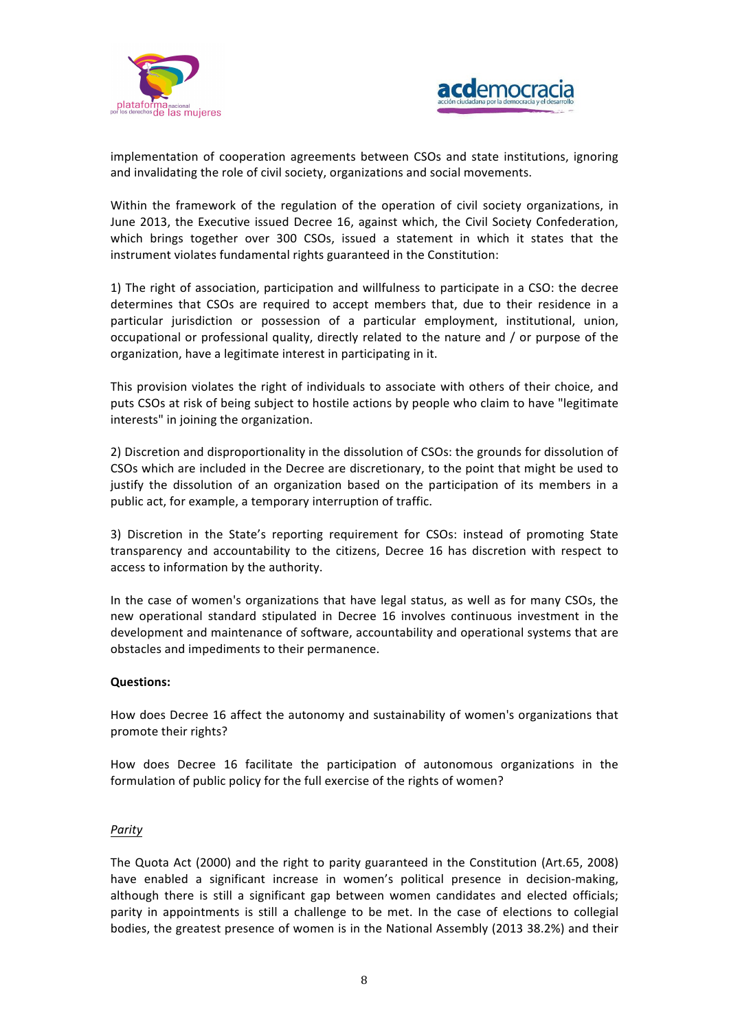implementation of cooperation agreements between CSOs and state institutions, ignoring and invalidating the role of civil society, organizations and social movements.

Within the framework of the regulation of the operation of civil society organizations, in June 2013, the Executive issued Decree 16, against which, the Civil Society Confederation, which brings together over 300 CSOs, issued a statement in which it states that the instrument violates fundamental rights guaranteed in the Constitution:

1) The right of association, participation and willfulness to participate in a CSO: the decree determines that CSOs are required to accept members that, due to their residence in a particular jurisdiction or possession of a particular employment, institutional, union, occupational or professional quality, directly related to the nature and / or purpose of the organization, have a legitimate interest in participating in it.

This provision violates the right of individuals to associate with others of their choice, and puts CSOs at risk of being subject to hostile actions by people who claim to have "legitimate interests" in joining the organization.

2) Discretion and disproportionality in the dissolution of CSOs: the grounds for dissolution of CSOs which are included in the Decree are discretionary, to the point that might be used to justify the dissolution of an organization based on the participation of its members in a public act, for example, a temporary interruption of traffic.

3) Discretion in the State's reporting requirement for CSOs: instead of promoting State transparency and accountability to the citizens, Decree 16 has discretion with respect to access to information by the authority.

In the case of women's organizations that have legal status, as well as for many CSOs, the new operational standard stipulated in Decree 16 involves continuous investment in the development and maintenance of software, accountability and operational systems that are obstacles and impediments to their permanence.

**Questions:**

How does Decree 16 affect the autonomy and sustainability of women's organizations that promote their rights?

How does Decree 16 facilitate the participation of autonomous organizations in the formulation of public policy for the full exercise of the rights of women?

*Parity*

The Quota Act (2000) and the right to parity guaranteed in the Constitution (Art.65, 2008) have enabled a significant increase in women's political presence in decision-making, although there is still a significant gap between women candidates and elected officials; parity in appointments is still a challenge to be met. In the case of elections to collegial bodies, the greatest presence of women is in the National Assembly (2013 38.2%) and their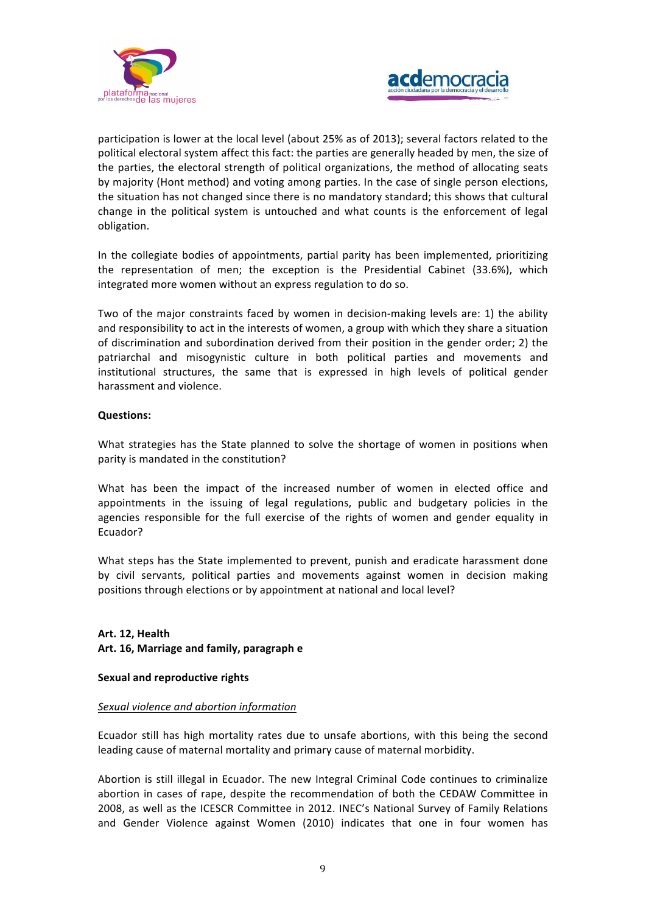participation is lower at the local level (about 25% as of 2013); several factors related to the political electoral system affect this fact: the parties are generally headed by men, the size of the parties, the electoral strength of political organizations, the method of allocating seats by majority (Hont method) and voting among parties. In the case of single person elections, the situation has not changed since there is no mandatory standard; this shows that cultural change in the political system is untouched and what counts is the enforcement of legal obligation.

In the collegiate bodies of appointments, partial parity has been implemented, prioritizing the representation of men; the exception is the Presidential Cabinet (33.6%), which integrated more women without an express regulation to do so.

Two of the major constraints faced by women in decision-making levels are: 1) the ability and responsibility to act in the interests of women, a group with which they share a situation of discrimination and subordination derived from their position in the gender order; 2) the patriarchal and misogynistic culture in both political parties and movements and institutional structures, the same that is expressed in high levels of political gender harassment and violence.

**Questions:**

What strategies has the State planned to solve the shortage of women in positions when parity is mandated in the constitution?

What has been the impact of the increased number of women in elected office and appointments in the issuing of legal regulations, public and budgetary policies in the agencies responsible for the full exercise of the rights of women and gender equality in Ecuador?

What steps has the State implemented to prevent, punish and eradicate harassment done by civil servants, political parties and movements against women in decision making positions through elections or by appointment at national and local level?

**Art. 12, Health**
**Art. 16, Marriage and family, paragraph e**

**Sexual and reproductive rights**

*Sexual violence and abortion information*

Ecuador still has high mortality rates due to unsafe abortions, with this being the second leading cause of maternal mortality and primary cause of maternal morbidity.

Abortion is still illegal in Ecuador. The new Integral Criminal Code continues to criminalize abortion in cases of rape, despite the recommendation of both the CEDAW Committee in 2008, as well as the ICESCR Committee in 2012. INEC's National Survey of Family Relations and Gender Violence against Women (2010) indicates that one in four women has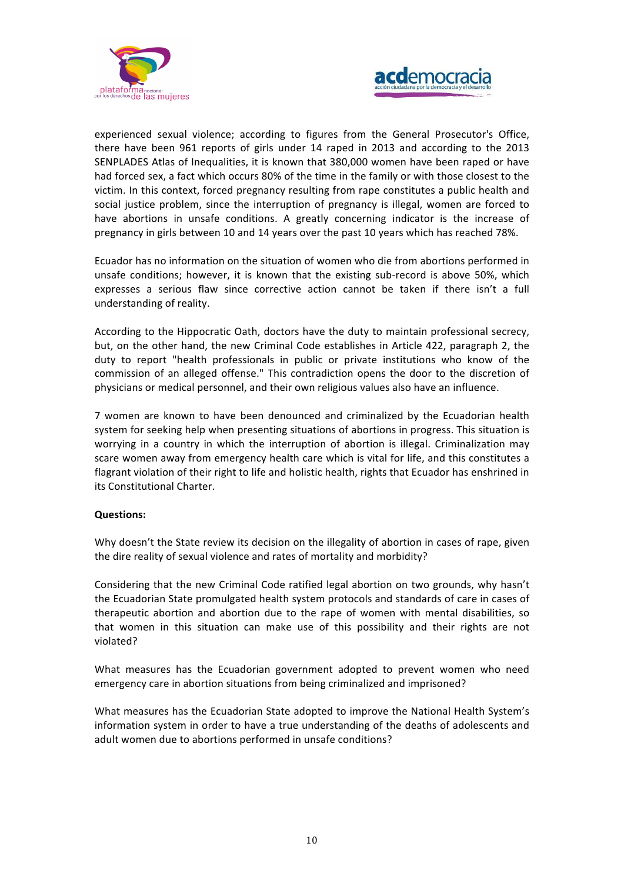experienced sexual violence; according to figures from the General Prosecutor's Office, there have been 961 reports of girls under 14 raped in 2013 and according to the 2013 SENPLADES Atlas of Inequalities, it is known that 380,000 women have been raped or have had forced sex, a fact which occurs 80% of the time in the family or with those closest to the victim. In this context, forced pregnancy resulting from rape constitutes a public health and social justice problem, since the interruption of pregnancy is illegal, women are forced to have abortions in unsafe conditions. A greatly concerning indicator is the increase of pregnancy in girls between 10 and 14 years over the past 10 years which has reached 78%.

Ecuador has no information on the situation of women who die from abortions performed in unsafe conditions; however, it is known that the existing sub-record is above 50%, which expresses a serious flaw since corrective action cannot be taken if there isn't a full understanding of reality.

According to the Hippocratic Oath, doctors have the duty to maintain professional secrecy, but, on the other hand, the new Criminal Code establishes in Article 422, paragraph 2, the duty to report "health professionals in public or private institutions who know of the commission of an alleged offense." This contradiction opens the door to the discretion of physicians or medical personnel, and their own religious values also have an influence.

7 women are known to have been denounced and criminalized by the Ecuadorian health system for seeking help when presenting situations of abortions in progress. This situation is worrying in a country in which the interruption of abortion is illegal. Criminalization may scare women away from emergency health care which is vital for life, and this constitutes a flagrant violation of their right to life and holistic health, rights that Ecuador has enshrined in its Constitutional Charter.

**Questions:**

Why doesn't the State review its decision on the illegality of abortion in cases of rape, given the dire reality of sexual violence and rates of mortality and morbidity?

Considering that the new Criminal Code ratified legal abortion on two grounds, why hasn't the Ecuadorian State promulgated health system protocols and standards of care in cases of therapeutic abortion and abortion due to the rape of women with mental disabilities, so that women in this situation can make use of this possibility and their rights are not violated?

What measures has the Ecuadorian government adopted to prevent women who need emergency care in abortion situations from being criminalized and imprisoned?

What measures has the Ecuadorian State adopted to improve the National Health System's information system in order to have a true understanding of the deaths of adolescents and adult women due to abortions performed in unsafe conditions?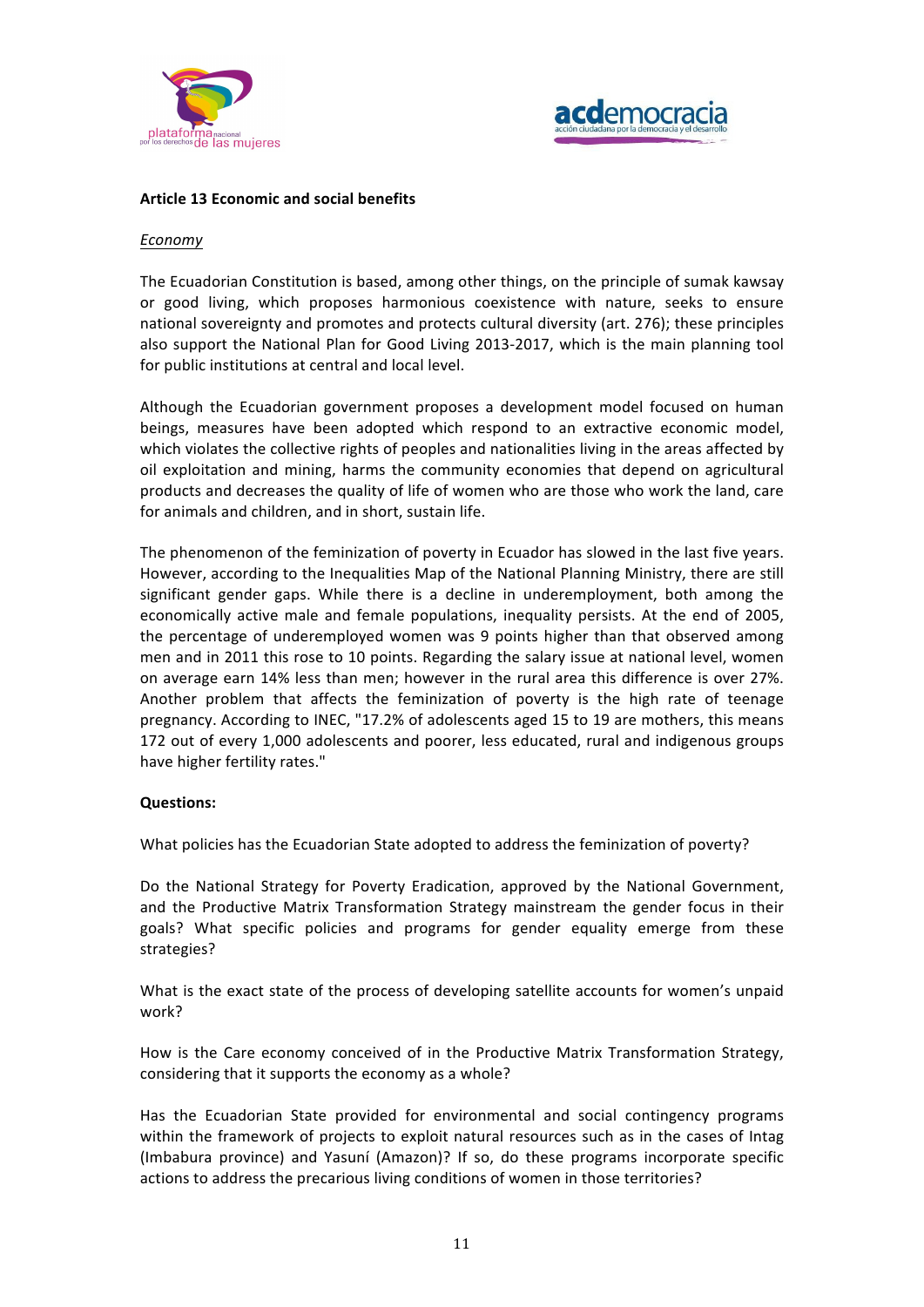**Article 13 Economic and social benefits**

*Economy*

The Ecuadorian Constitution is based, among other things, on the principle of sumak kawsay or good living, which proposes harmonious coexistence with nature, seeks to ensure national sovereignty and promotes and protects cultural diversity (art. 276); these principles also support the National Plan for Good Living 2013-2017, which is the main planning tool for public institutions at central and local level.

Although the Ecuadorian government proposes a development model focused on human beings, measures have been adopted which respond to an extractive economic model, which violates the collective rights of peoples and nationalities living in the areas affected by oil exploitation and mining, harms the community economies that depend on agricultural products and decreases the quality of life of women who are those who work the land, care for animals and children, and in short, sustain life.

The phenomenon of the feminization of poverty in Ecuador has slowed in the last five years. However, according to the Inequalities Map of the National Planning Ministry, there are still significant gender gaps. While there is a decline in underemployment, both among the economically active male and female populations, inequality persists. At the end of 2005, the percentage of underemployed women was 9 points higher than that observed among men and in 2011 this rose to 10 points. Regarding the salary issue at national level, women on average earn 14% less than men; however in the rural area this difference is over 27%. Another problem that affects the feminization of poverty is the high rate of teenage pregnancy. According to INEC, "17.2% of adolescents aged 15 to 19 are mothers, this means 172 out of every 1,000 adolescents and poorer, less educated, rural and indigenous groups have higher fertility rates."

**Questions:**

What policies has the Ecuadorian State adopted to address the feminization of poverty?

Do the National Strategy for Poverty Eradication, approved by the National Government, and the Productive Matrix Transformation Strategy mainstream the gender focus in their goals? What specific policies and programs for gender equality emerge from these strategies?

What is the exact state of the process of developing satellite accounts for women's unpaid work?

How is the Care economy conceived of in the Productive Matrix Transformation Strategy, considering that it supports the economy as a whole?

Has the Ecuadorian State provided for environmental and social contingency programs within the framework of projects to exploit natural resources such as in the cases of Intag (Imbabura province) and Yasuní (Amazon)? If so, do these programs incorporate specific actions to address the precarious living conditions of women in those territories?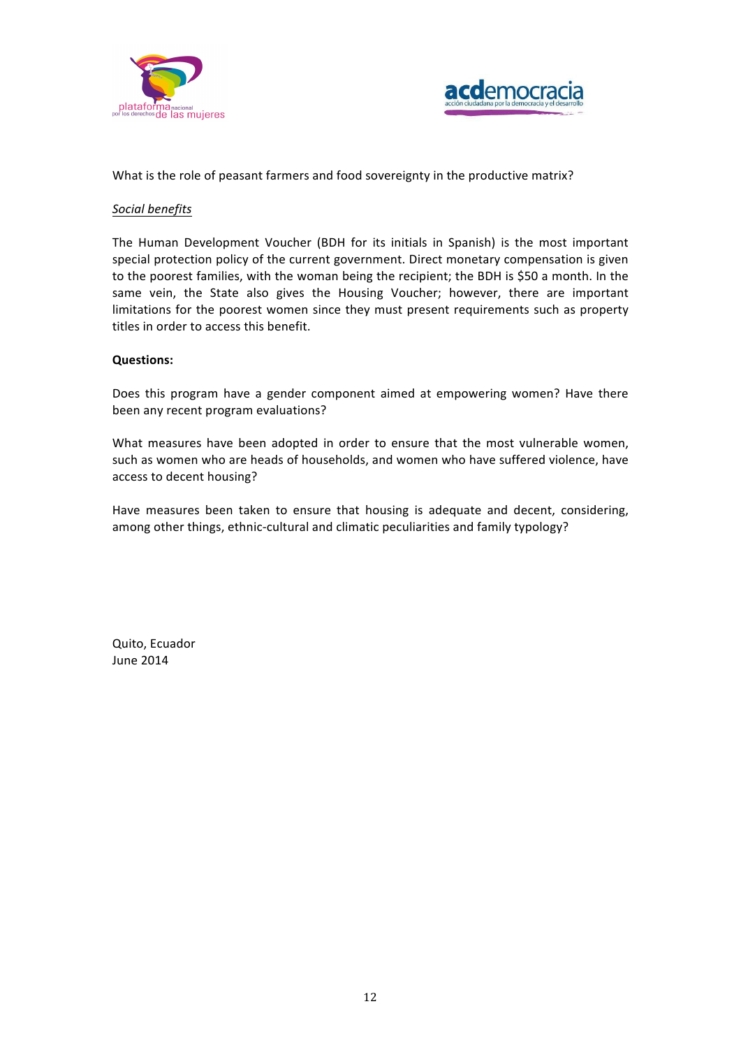What is the role of peasant farmers and food sovereignty in the productive matrix?

*Social benefits*

The Human Development Voucher (BDH for its initials in Spanish) is the most important special protection policy of the current government. Direct monetary compensation is given to the poorest families, with the woman being the recipient; the BDH is $50 a month. In the same vein, the State also gives the Housing Voucher; however, there are important limitations for the poorest women since they must present requirements such as property titles in order to access this benefit.

**Questions:**

Does this program have a gender component aimed at empowering women? Have there been any recent program evaluations?

What measures have been adopted in order to ensure that the most vulnerable women, such as women who are heads of households, and women who have suffered violence, have access to decent housing?

Have measures been taken to ensure that housing is adequate and decent, considering, among other things, ethnic-cultural and climatic peculiarities and family typology?

Quito, Ecuador
June 2014